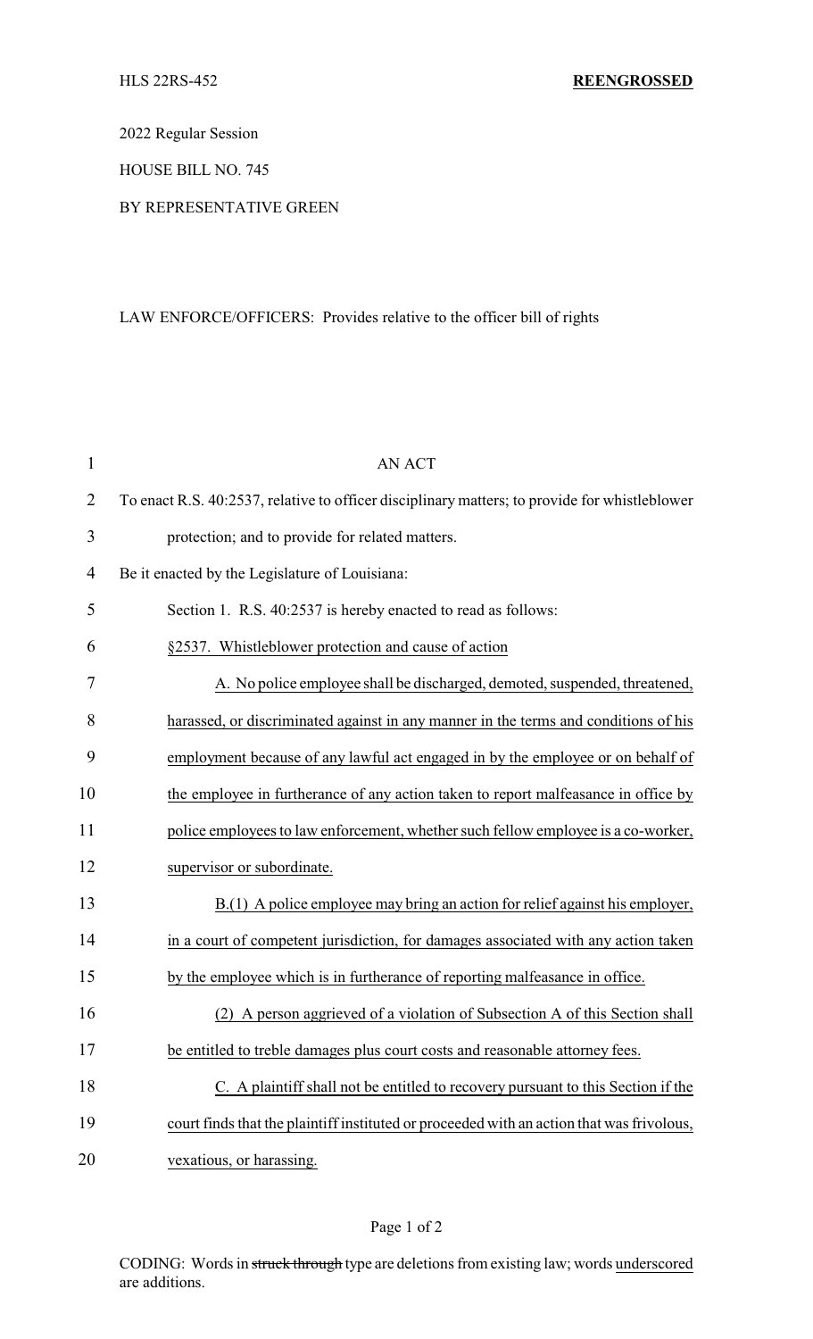HLS 22RS-452 **REENGROSSED**

2022 Regular Session

HOUSE BILL NO. 745

BY REPRESENTATIVE GREEN

LAW ENFORCE/OFFICERS: Provides relative to the officer bill of rights

AN ACT

To enact R.S. 40:2537, relative to officer disciplinary matters; to provide for whistleblower protection; and to provide for related matters.

Be it enacted by the Legislature of Louisiana:

Section 1. R.S. 40:2537 is hereby enacted to read as follows:

§2537. Whistleblower protection and cause of action

A. No police employee shall be discharged, demoted, suspended, threatened, harassed, or discriminated against in any manner in the terms and conditions of his employment because of any lawful act engaged in by the employee or on behalf of the employee in furtherance of any action taken to report malfeasance in office by police employees to law enforcement, whether such fellow employee is a co-worker, supervisor or subordinate.

B.(1) A police employee may bring an action for relief against his employer, in a court of competent jurisdiction, for damages associated with any action taken by the employee which is in furtherance of reporting malfeasance in office.

(2) A person aggrieved of a violation of Subsection A of this Section shall be entitled to treble damages plus court costs and reasonable attorney fees.

C. A plaintiff shall not be entitled to recovery pursuant to this Section if the court finds that the plaintiff instituted or proceeded with an action that was frivolous, vexatious, or harassing.

CODING: Words in ~~struck through~~ type are deletions from existing law; words underscored are additions.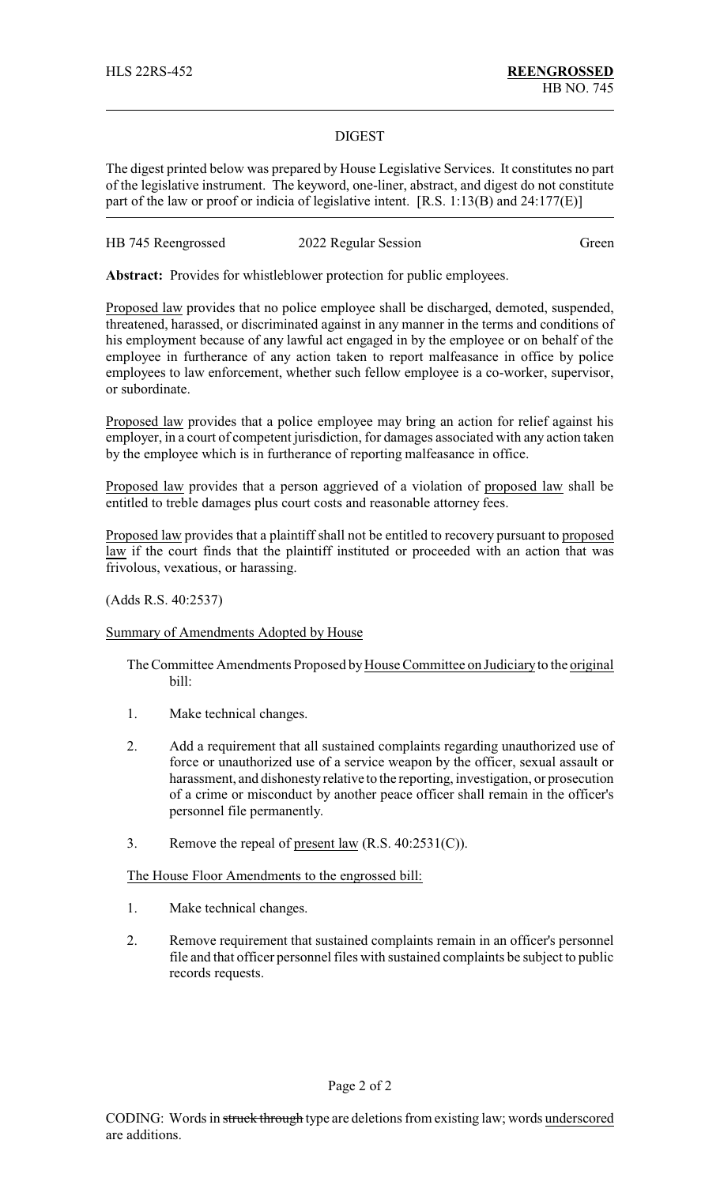HLS 22RS-452

**REENGROSSED**
HB NO. 745

DIGEST

The digest printed below was prepared by House Legislative Services. It constitutes no part of the legislative instrument. The keyword, one-liner, abstract, and digest do not constitute part of the law or proof or indicia of legislative intent. [R.S. 1:13(B) and 24:177(E)]

HB 745 Reengrossed — 2022 Regular Session — Green

**Abstract:** Provides for whistleblower protection for public employees.

Proposed law provides that no police employee shall be discharged, demoted, suspended, threatened, harassed, or discriminated against in any manner in the terms and conditions of his employment because of any lawful act engaged in by the employee or on behalf of the employee in furtherance of any action taken to report malfeasance in office by police employees to law enforcement, whether such fellow employee is a co-worker, supervisor, or subordinate.

Proposed law provides that a police employee may bring an action for relief against his employer, in a court of competent jurisdiction, for damages associated with any action taken by the employee which is in furtherance of reporting malfeasance in office.

Proposed law provides that a person aggrieved of a violation of proposed law shall be entitled to treble damages plus court costs and reasonable attorney fees.

Proposed law provides that a plaintiff shall not be entitled to recovery pursuant to proposed law if the court finds that the plaintiff instituted or proceeded with an action that was frivolous, vexatious, or harassing.

(Adds R.S. 40:2537)

Summary of Amendments Adopted by House

The Committee Amendments Proposed by House Committee on Judiciary to the original bill:

1. Make technical changes.
2. Add a requirement that all sustained complaints regarding unauthorized use of force or unauthorized use of a service weapon by the officer, sexual assault or harassment, and dishonesty relative to the reporting, investigation, or prosecution of a crime or misconduct by another peace officer shall remain in the officer's personnel file permanently.
3. Remove the repeal of present law (R.S. 40:2531(C)).

The House Floor Amendments to the engrossed bill:

1. Make technical changes.
2. Remove requirement that sustained complaints remain in an officer's personnel file and that officer personnel files with sustained complaints be subject to public records requests.

CODING: Words in ~~struck through~~ type are deletions from existing law; words underscored are additions.